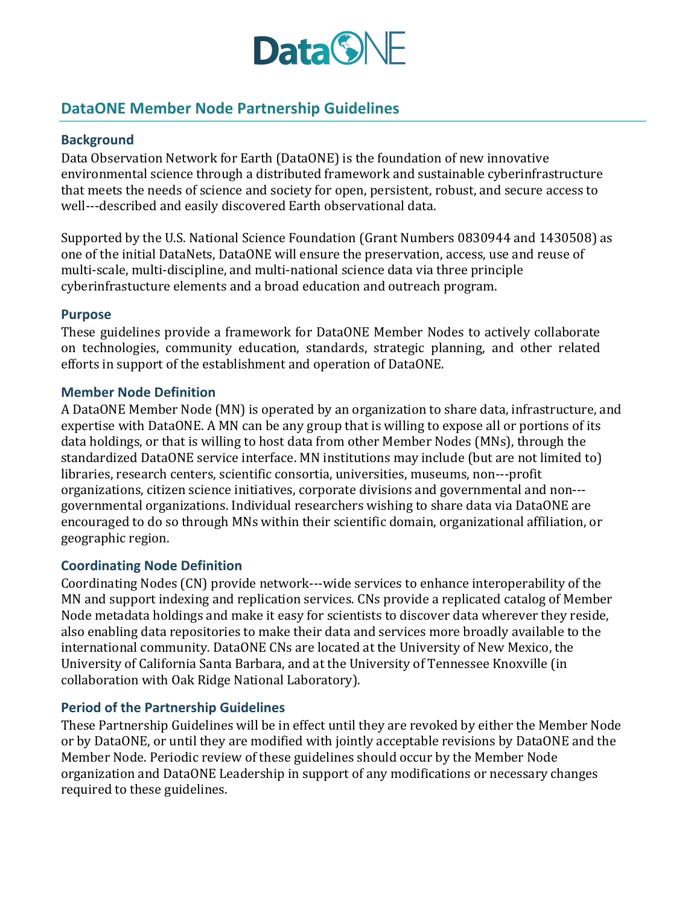# DataONE Member Node Partnership Guidelines

## Background

Data Observation Network for Earth (DataONE) is the foundation of new innovative environmental science through a distributed framework and sustainable cyberinfrastructure that meets the needs of science and society for open, persistent, robust, and secure access to well---described and easily discovered Earth observational data.

Supported by the U.S. National Science Foundation (Grant Numbers 0830944 and 1430508) as one of the initial DataNets, DataONE will ensure the preservation, access, use and reuse of multi-scale, multi-discipline, and multi-national science data via three principle cyberinfrastucture elements and a broad education and outreach program.

## Purpose

These guidelines provide a framework for DataONE Member Nodes to actively collaborate on technologies, community education, standards, strategic planning, and other related efforts in support of the establishment and operation of DataONE.

## Member Node Definition

A DataONE Member Node (MN) is operated by an organization to share data, infrastructure, and expertise with DataONE. A MN can be any group that is willing to expose all or portions of its data holdings, or that is willing to host data from other Member Nodes (MNs), through the standardized DataONE service interface. MN institutions may include (but are not limited to) libraries, research centers, scientific consortia, universities, museums, non---profit organizations, citizen science initiatives, corporate divisions and governmental and non---governmental organizations. Individual researchers wishing to share data via DataONE are encouraged to do so through MNs within their scientific domain, organizational affiliation, or geographic region.

## Coordinating Node Definition

Coordinating Nodes (CN) provide network---wide services to enhance interoperability of the MN and support indexing and replication services. CNs provide a replicated catalog of Member Node metadata holdings and make it easy for scientists to discover data wherever they reside, also enabling data repositories to make their data and services more broadly available to the international community. DataONE CNs are located at the University of New Mexico, the University of California Santa Barbara, and at the University of Tennessee Knoxville (in collaboration with Oak Ridge National Laboratory).

## Period of the Partnership Guidelines

These Partnership Guidelines will be in effect until they are revoked by either the Member Node or by DataONE, or until they are modified with jointly acceptable revisions by DataONE and the Member Node. Periodic review of these guidelines should occur by the Member Node organization and DataONE Leadership in support of any modifications or necessary changes required to these guidelines.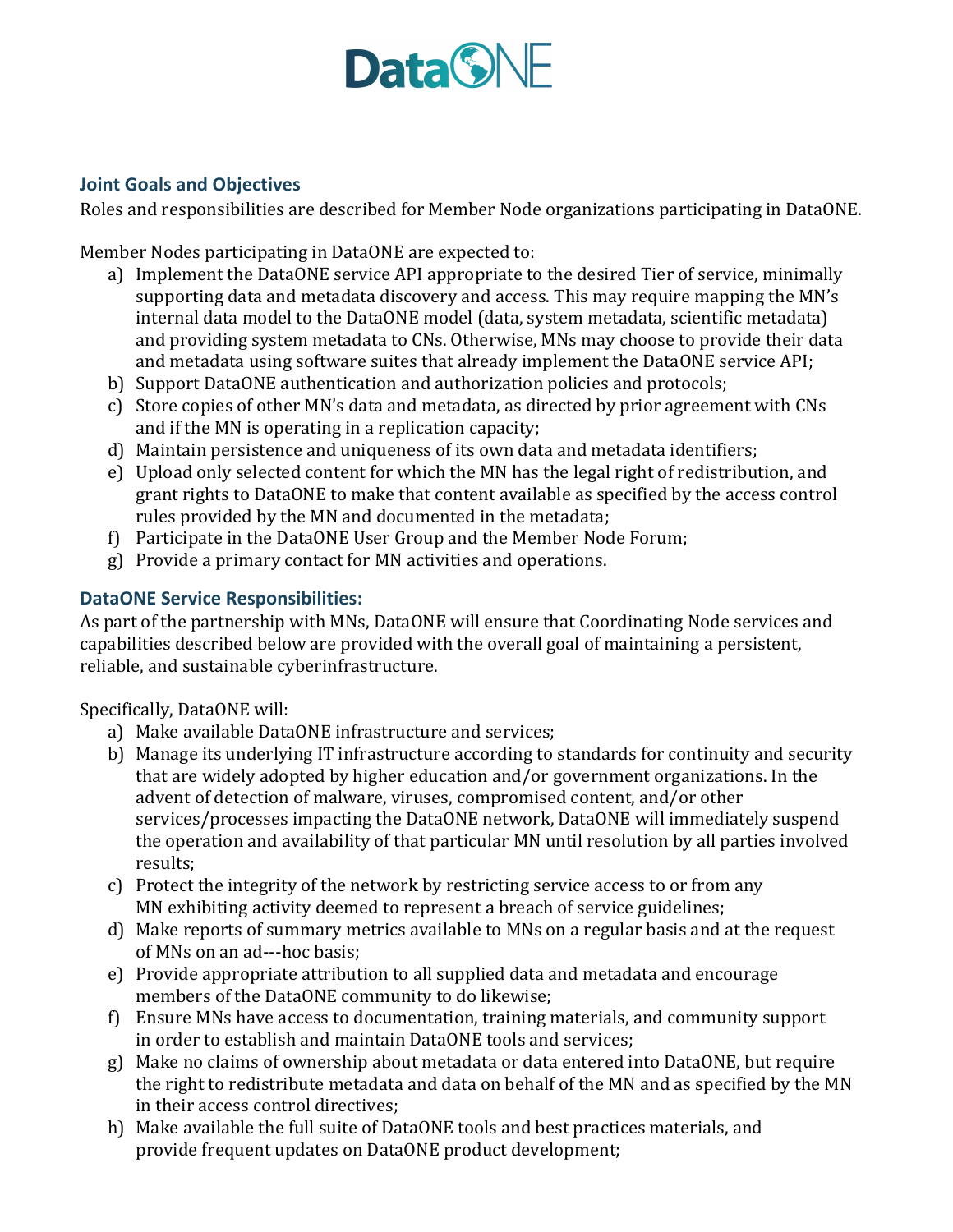## Joint Goals and Objectives

Roles and responsibilities are described for Member Node organizations participating in DataONE.

Member Nodes participating in DataONE are expected to:

a) Implement the DataONE service API appropriate to the desired Tier of service, minimally supporting data and metadata discovery and access. This may require mapping the MN's internal data model to the DataONE model (data, system metadata, scientific metadata) and providing system metadata to CNs. Otherwise, MNs may choose to provide their data and metadata using software suites that already implement the DataONE service API;
b) Support DataONE authentication and authorization policies and protocols;
c) Store copies of other MN's data and metadata, as directed by prior agreement with CNs and if the MN is operating in a replication capacity;
d) Maintain persistence and uniqueness of its own data and metadata identifiers;
e) Upload only selected content for which the MN has the legal right of redistribution, and grant rights to DataONE to make that content available as specified by the access control rules provided by the MN and documented in the metadata;
f) Participate in the DataONE User Group and the Member Node Forum;
g) Provide a primary contact for MN activities and operations.

## DataONE Service Responsibilities:

As part of the partnership with MNs, DataONE will ensure that Coordinating Node services and capabilities described below are provided with the overall goal of maintaining a persistent, reliable, and sustainable cyberinfrastructure.

Specifically, DataONE will:

a) Make available DataONE infrastructure and services;
b) Manage its underlying IT infrastructure according to standards for continuity and security that are widely adopted by higher education and/or government organizations. In the advent of detection of malware, viruses, compromised content, and/or other services/processes impacting the DataONE network, DataONE will immediately suspend the operation and availability of that particular MN until resolution by all parties involved results;
c) Protect the integrity of the network by restricting service access to or from any MN exhibiting activity deemed to represent a breach of service guidelines;
d) Make reports of summary metrics available to MNs on a regular basis and at the request of MNs on an ad---hoc basis;
e) Provide appropriate attribution to all supplied data and metadata and encourage members of the DataONE community to do likewise;
f) Ensure MNs have access to documentation, training materials, and community support in order to establish and maintain DataONE tools and services;
g) Make no claims of ownership about metadata or data entered into DataONE, but require the right to redistribute metadata and data on behalf of the MN and as specified by the MN in their access control directives;
h) Make available the full suite of DataONE tools and best practices materials, and provide frequent updates on DataONE product development;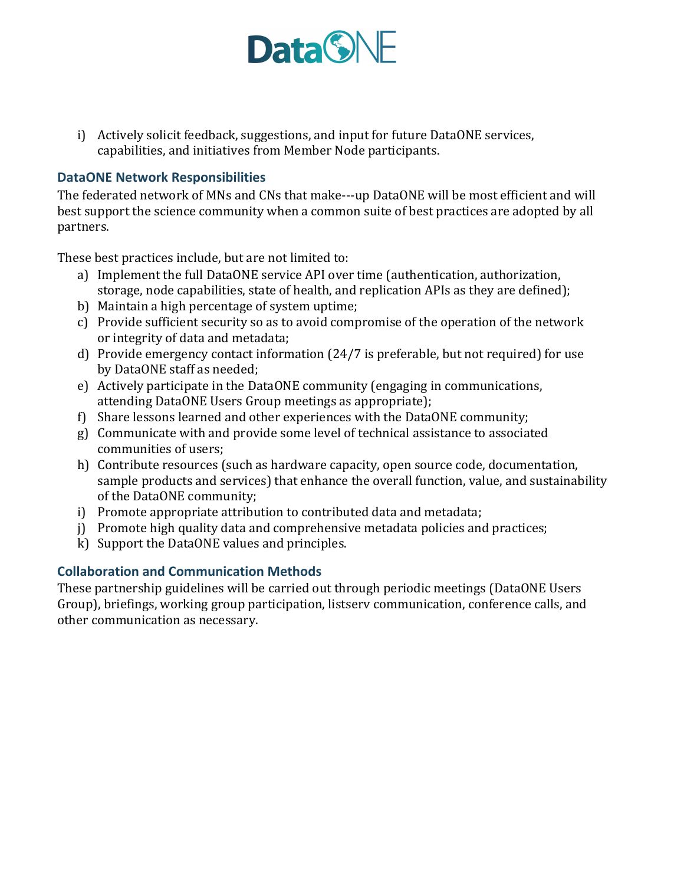i) Actively solicit feedback, suggestions, and input for future DataONE services, capabilities, and initiatives from Member Node participants.

### DataONE Network Responsibilities

The federated network of MNs and CNs that make---up DataONE will be most efficient and will best support the science community when a common suite of best practices are adopted by all partners.

These best practices include, but are not limited to:

a) Implement the full DataONE service API over time (authentication, authorization, storage, node capabilities, state of health, and replication APIs as they are defined);
b) Maintain a high percentage of system uptime;
c) Provide sufficient security so as to avoid compromise of the operation of the network or integrity of data and metadata;
d) Provide emergency contact information (24/7 is preferable, but not required) for use by DataONE staff as needed;
e) Actively participate in the DataONE community (engaging in communications, attending DataONE Users Group meetings as appropriate);
f) Share lessons learned and other experiences with the DataONE community;
g) Communicate with and provide some level of technical assistance to associated communities of users;
h) Contribute resources (such as hardware capacity, open source code, documentation, sample products and services) that enhance the overall function, value, and sustainability of the DataONE community;
i) Promote appropriate attribution to contributed data and metadata;
j) Promote high quality data and comprehensive metadata policies and practices;
k) Support the DataONE values and principles.

### Collaboration and Communication Methods

These partnership guidelines will be carried out through periodic meetings (DataONE Users Group), briefings, working group participation, listserv communication, conference calls, and other communication as necessary.